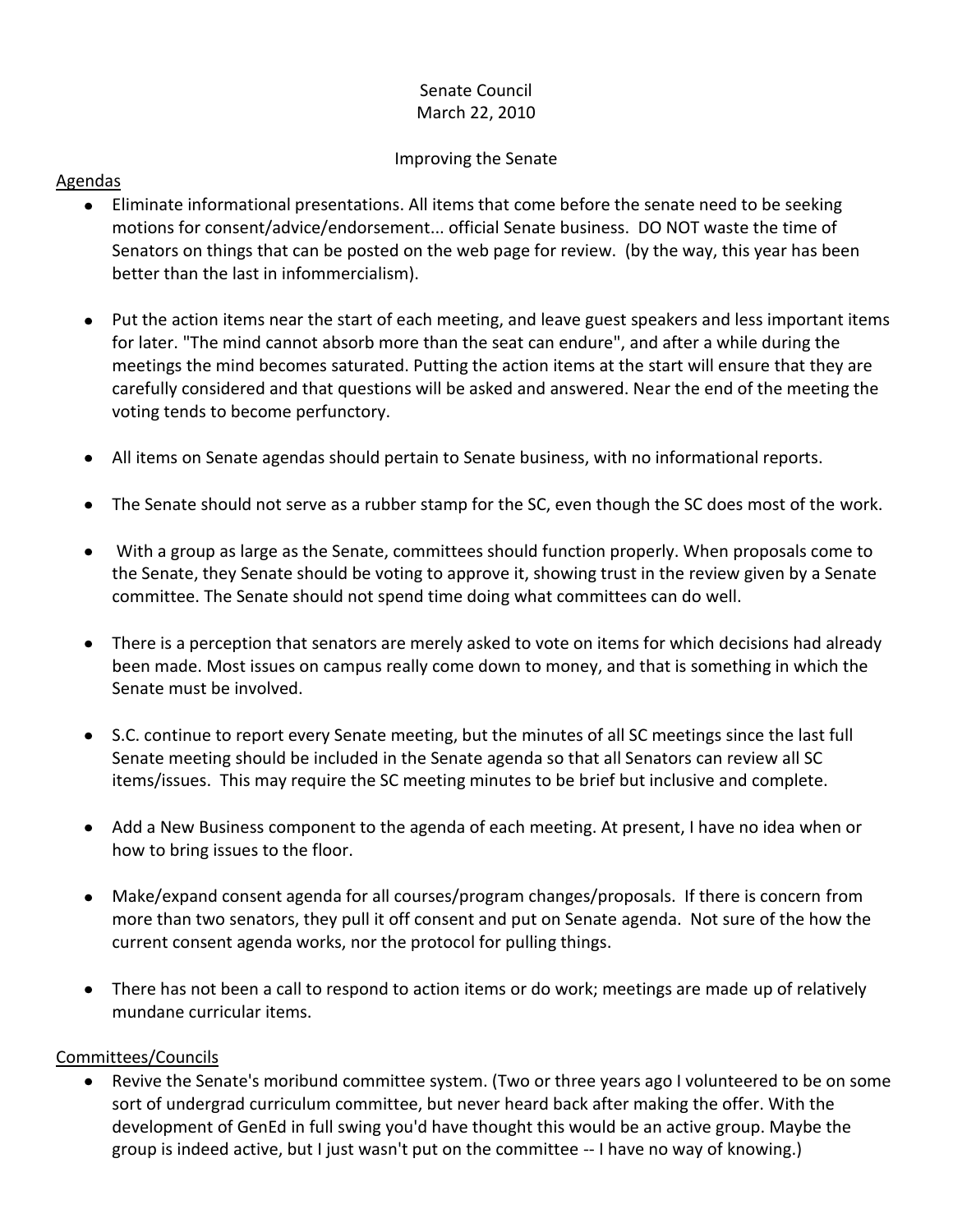Senate Council
March 22, 2010

Improving the Senate

Agendas

- Eliminate informational presentations. All items that come before the senate need to be seeking motions for consent/advice/endorsement... official Senate business. DO NOT waste the time of Senators on things that can be posted on the web page for review. (by the way, this year has been better than the last in infommercialism).

- Put the action items near the start of each meeting, and leave guest speakers and less important items for later. "The mind cannot absorb more than the seat can endure", and after a while during the meetings the mind becomes saturated. Putting the action items at the start will ensure that they are carefully considered and that questions will be asked and answered. Near the end of the meeting the voting tends to become perfunctory.

- All items on Senate agendas should pertain to Senate business, with no informational reports.

- The Senate should not serve as a rubber stamp for the SC, even though the SC does most of the work.

- With a group as large as the Senate, committees should function properly. When proposals come to the Senate, they Senate should be voting to approve it, showing trust in the review given by a Senate committee. The Senate should not spend time doing what committees can do well.

- There is a perception that senators are merely asked to vote on items for which decisions had already been made. Most issues on campus really come down to money, and that is something in which the Senate must be involved.

- S.C. continue to report every Senate meeting, but the minutes of all SC meetings since the last full Senate meeting should be included in the Senate agenda so that all Senators can review all SC items/issues. This may require the SC meeting minutes to be brief but inclusive and complete.

- Add a New Business component to the agenda of each meeting. At present, I have no idea when or how to bring issues to the floor.

- Make/expand consent agenda for all courses/program changes/proposals. If there is concern from more than two senators, they pull it off consent and put on Senate agenda. Not sure of the how the current consent agenda works, nor the protocol for pulling things.

- There has not been a call to respond to action items or do work; meetings are made up of relatively mundane curricular items.

Committees/Councils

- Revive the Senate's moribund committee system. (Two or three years ago I volunteered to be on some sort of undergrad curriculum committee, but never heard back after making the offer. With the development of GenEd in full swing you'd have thought this would be an active group. Maybe the group is indeed active, but I just wasn't put on the committee -- I have no way of knowing.)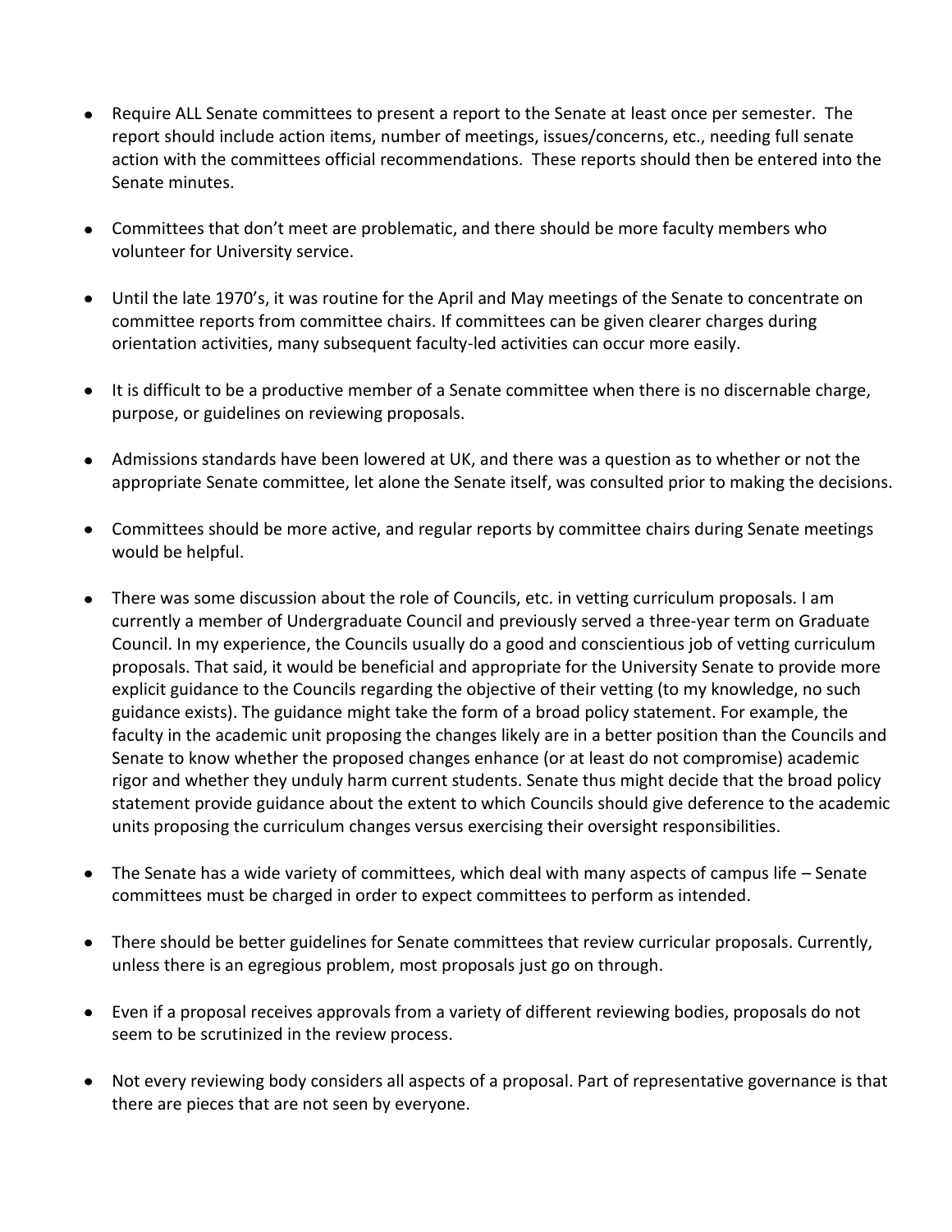- Require ALL Senate committees to present a report to the Senate at least once per semester. The report should include action items, number of meetings, issues/concerns, etc., needing full senate action with the committees official recommendations. These reports should then be entered into the Senate minutes.

- Committees that don't meet are problematic, and there should be more faculty members who volunteer for University service.

- Until the late 1970's, it was routine for the April and May meetings of the Senate to concentrate on committee reports from committee chairs. If committees can be given clearer charges during orientation activities, many subsequent faculty-led activities can occur more easily.

- It is difficult to be a productive member of a Senate committee when there is no discernable charge, purpose, or guidelines on reviewing proposals.

- Admissions standards have been lowered at UK, and there was a question as to whether or not the appropriate Senate committee, let alone the Senate itself, was consulted prior to making the decisions.

- Committees should be more active, and regular reports by committee chairs during Senate meetings would be helpful.

- There was some discussion about the role of Councils, etc. in vetting curriculum proposals. I am currently a member of Undergraduate Council and previously served a three-year term on Graduate Council. In my experience, the Councils usually do a good and conscientious job of vetting curriculum proposals. That said, it would be beneficial and appropriate for the University Senate to provide more explicit guidance to the Councils regarding the objective of their vetting (to my knowledge, no such guidance exists). The guidance might take the form of a broad policy statement. For example, the faculty in the academic unit proposing the changes likely are in a better position than the Councils and Senate to know whether the proposed changes enhance (or at least do not compromise) academic rigor and whether they unduly harm current students. Senate thus might decide that the broad policy statement provide guidance about the extent to which Councils should give deference to the academic units proposing the curriculum changes versus exercising their oversight responsibilities.

- The Senate has a wide variety of committees, which deal with many aspects of campus life – Senate committees must be charged in order to expect committees to perform as intended.

- There should be better guidelines for Senate committees that review curricular proposals. Currently, unless there is an egregious problem, most proposals just go on through.

- Even if a proposal receives approvals from a variety of different reviewing bodies, proposals do not seem to be scrutinized in the review process.

- Not every reviewing body considers all aspects of a proposal. Part of representative governance is that there are pieces that are not seen by everyone.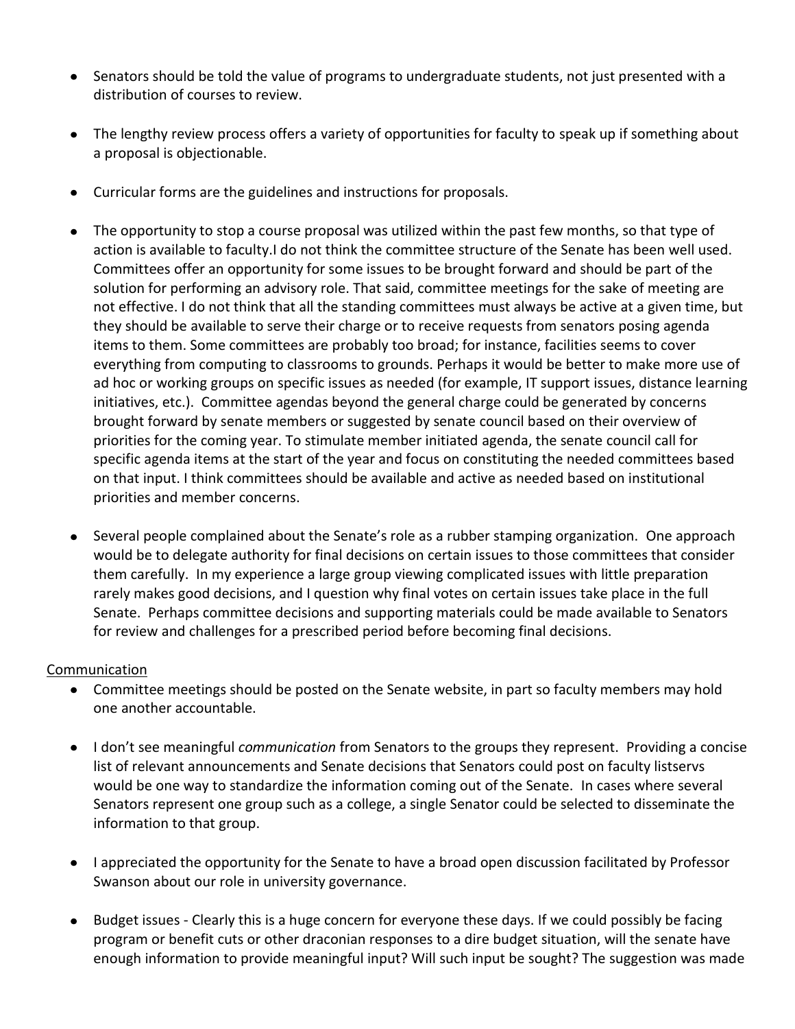- Senators should be told the value of programs to undergraduate students, not just presented with a distribution of courses to review.

- The lengthy review process offers a variety of opportunities for faculty to speak up if something about a proposal is objectionable.

- Curricular forms are the guidelines and instructions for proposals.

- The opportunity to stop a course proposal was utilized within the past few months, so that type of action is available to faculty.I do not think the committee structure of the Senate has been well used. Committees offer an opportunity for some issues to be brought forward and should be part of the solution for performing an advisory role. That said, committee meetings for the sake of meeting are not effective. I do not think that all the standing committees must always be active at a given time, but they should be available to serve their charge or to receive requests from senators posing agenda items to them. Some committees are probably too broad; for instance, facilities seems to cover everything from computing to classrooms to grounds. Perhaps it would be better to make more use of ad hoc or working groups on specific issues as needed (for example, IT support issues, distance learning initiatives, etc.). Committee agendas beyond the general charge could be generated by concerns brought forward by senate members or suggested by senate council based on their overview of priorities for the coming year. To stimulate member initiated agenda, the senate council call for specific agenda items at the start of the year and focus on constituting the needed committees based on that input. I think committees should be available and active as needed based on institutional priorities and member concerns.

- Several people complained about the Senate's role as a rubber stamping organization. One approach would be to delegate authority for final decisions on certain issues to those committees that consider them carefully. In my experience a large group viewing complicated issues with little preparation rarely makes good decisions, and I question why final votes on certain issues take place in the full Senate. Perhaps committee decisions and supporting materials could be made available to Senators for review and challenges for a prescribed period before becoming final decisions.

<u>Communication</u>

- Committee meetings should be posted on the Senate website, in part so faculty members may hold one another accountable.

- I don't see meaningful *communication* from Senators to the groups they represent. Providing a concise list of relevant announcements and Senate decisions that Senators could post on faculty listservs would be one way to standardize the information coming out of the Senate. In cases where several Senators represent one group such as a college, a single Senator could be selected to disseminate the information to that group.

- I appreciated the opportunity for the Senate to have a broad open discussion facilitated by Professor Swanson about our role in university governance.

- Budget issues - Clearly this is a huge concern for everyone these days. If we could possibly be facing program or benefit cuts or other draconian responses to a dire budget situation, will the senate have enough information to provide meaningful input? Will such input be sought? The suggestion was made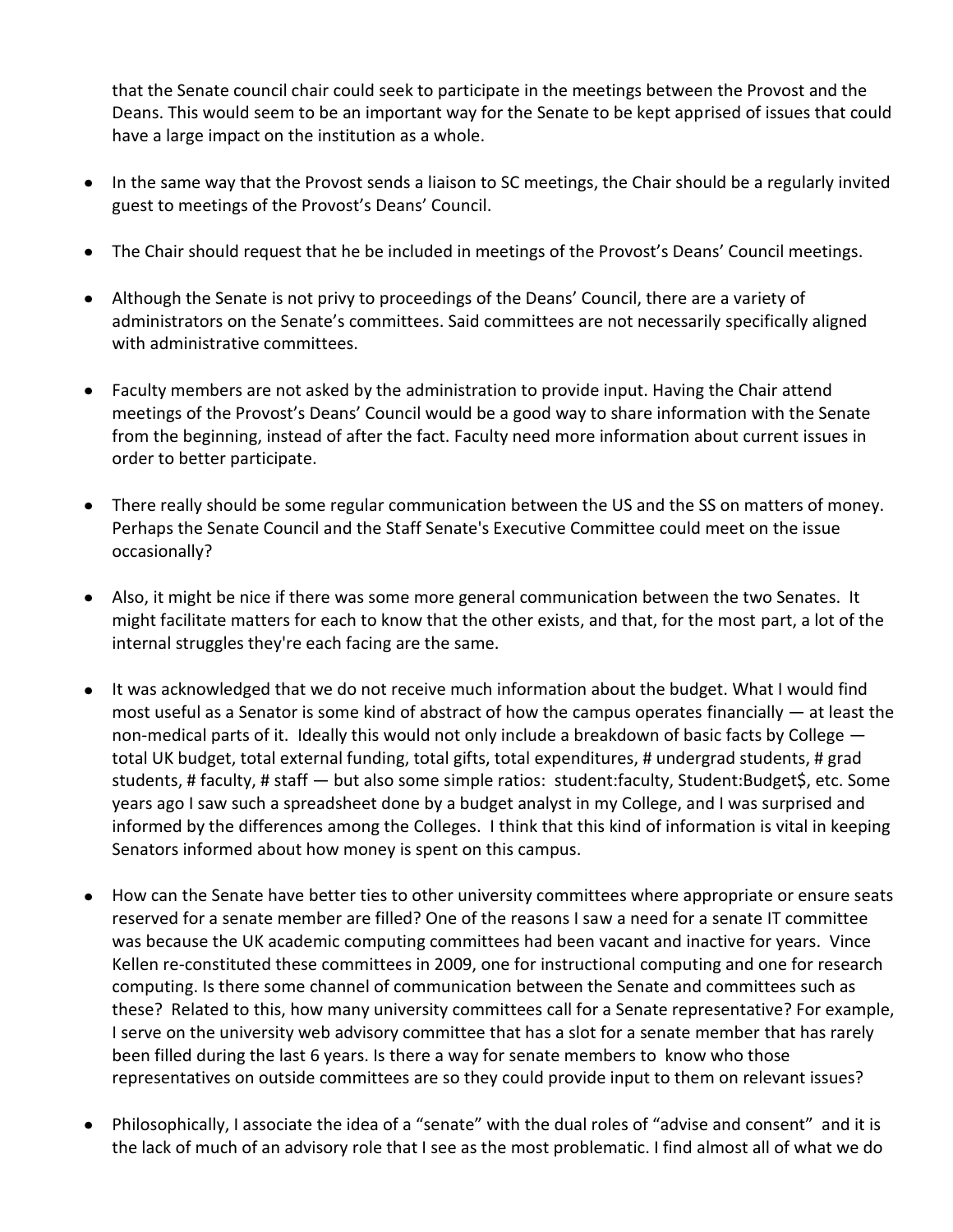that the Senate council chair could seek to participate in the meetings between the Provost and the Deans. This would seem to be an important way for the Senate to be kept apprised of issues that could have a large impact on the institution as a whole.

- In the same way that the Provost sends a liaison to SC meetings, the Chair should be a regularly invited guest to meetings of the Provost's Deans' Council.

- The Chair should request that he be included in meetings of the Provost's Deans' Council meetings.

- Although the Senate is not privy to proceedings of the Deans' Council, there are a variety of administrators on the Senate's committees. Said committees are not necessarily specifically aligned with administrative committees.

- Faculty members are not asked by the administration to provide input. Having the Chair attend meetings of the Provost's Deans' Council would be a good way to share information with the Senate from the beginning, instead of after the fact. Faculty need more information about current issues in order to better participate.

- There really should be some regular communication between the US and the SS on matters of money. Perhaps the Senate Council and the Staff Senate's Executive Committee could meet on the issue occasionally?

- Also, it might be nice if there was some more general communication between the two Senates. It might facilitate matters for each to know that the other exists, and that, for the most part, a lot of the internal struggles they're each facing are the same.

- It was acknowledged that we do not receive much information about the budget. What I would find most useful as a Senator is some kind of abstract of how the campus operates financially — at least the non-medical parts of it. Ideally this would not only include a breakdown of basic facts by College — total UK budget, total external funding, total gifts, total expenditures, # undergrad students, # grad students, # faculty, # staff — but also some simple ratios: student:faculty, Student:Budget$, etc. Some years ago I saw such a spreadsheet done by a budget analyst in my College, and I was surprised and informed by the differences among the Colleges. I think that this kind of information is vital in keeping Senators informed about how money is spent on this campus.

- How can the Senate have better ties to other university committees where appropriate or ensure seats reserved for a senate member are filled? One of the reasons I saw a need for a senate IT committee was because the UK academic computing committees had been vacant and inactive for years. Vince Kellen re-constituted these committees in 2009, one for instructional computing and one for research computing. Is there some channel of communication between the Senate and committees such as these? Related to this, how many university committees call for a Senate representative? For example, I serve on the university web advisory committee that has a slot for a senate member that has rarely been filled during the last 6 years. Is there a way for senate members to know who those representatives on outside committees are so they could provide input to them on relevant issues?

- Philosophically, I associate the idea of a "senate" with the dual roles of "advise and consent" and it is the lack of much of an advisory role that I see as the most problematic. I find almost all of what we do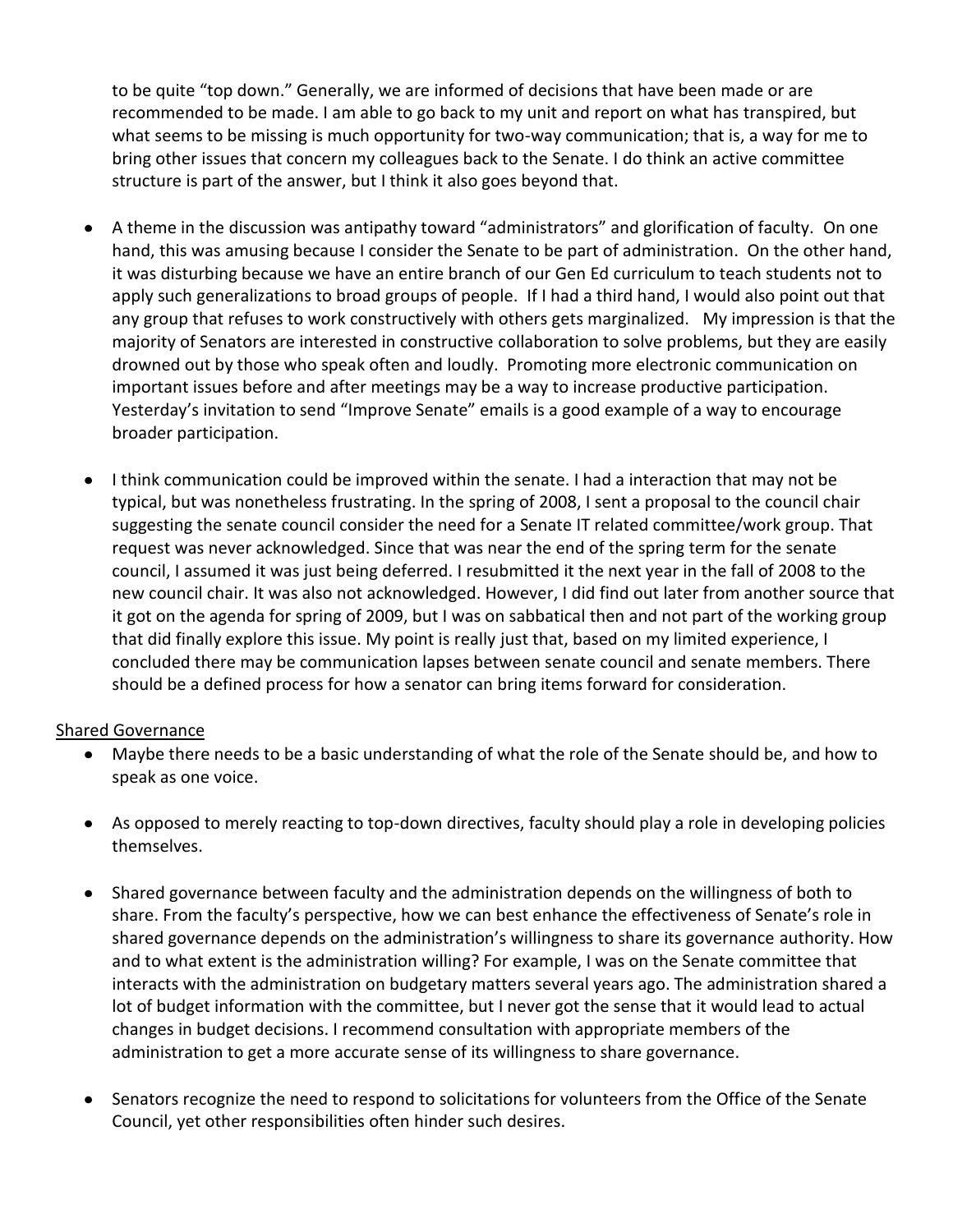to be quite "top down." Generally, we are informed of decisions that have been made or are recommended to be made. I am able to go back to my unit and report on what has transpired, but what seems to be missing is much opportunity for two-way communication; that is, a way for me to bring other issues that concern my colleagues back to the Senate. I do think an active committee structure is part of the answer, but I think it also goes beyond that.

- A theme in the discussion was antipathy toward "administrators" and glorification of faculty. On one hand, this was amusing because I consider the Senate to be part of administration. On the other hand, it was disturbing because we have an entire branch of our Gen Ed curriculum to teach students not to apply such generalizations to broad groups of people. If I had a third hand, I would also point out that any group that refuses to work constructively with others gets marginalized. My impression is that the majority of Senators are interested in constructive collaboration to solve problems, but they are easily drowned out by those who speak often and loudly. Promoting more electronic communication on important issues before and after meetings may be a way to increase productive participation. Yesterday's invitation to send "Improve Senate" emails is a good example of a way to encourage broader participation.

- I think communication could be improved within the senate. I had a interaction that may not be typical, but was nonetheless frustrating. In the spring of 2008, I sent a proposal to the council chair suggesting the senate council consider the need for a Senate IT related committee/work group. That request was never acknowledged. Since that was near the end of the spring term for the senate council, I assumed it was just being deferred. I resubmitted it the next year in the fall of 2008 to the new council chair. It was also not acknowledged. However, I did find out later from another source that it got on the agenda for spring of 2009, but I was on sabbatical then and not part of the working group that did finally explore this issue. My point is really just that, based on my limited experience, I concluded there may be communication lapses between senate council and senate members. There should be a defined process for how a senator can bring items forward for consideration.

<u>Shared Governance</u>

- Maybe there needs to be a basic understanding of what the role of the Senate should be, and how to speak as one voice.

- As opposed to merely reacting to top-down directives, faculty should play a role in developing policies themselves.

- Shared governance between faculty and the administration depends on the willingness of both to share. From the faculty's perspective, how we can best enhance the effectiveness of Senate's role in shared governance depends on the administration's willingness to share its governance authority. How and to what extent is the administration willing? For example, I was on the Senate committee that interacts with the administration on budgetary matters several years ago. The administration shared a lot of budget information with the committee, but I never got the sense that it would lead to actual changes in budget decisions. I recommend consultation with appropriate members of the administration to get a more accurate sense of its willingness to share governance.

- Senators recognize the need to respond to solicitations for volunteers from the Office of the Senate Council, yet other responsibilities often hinder such desires.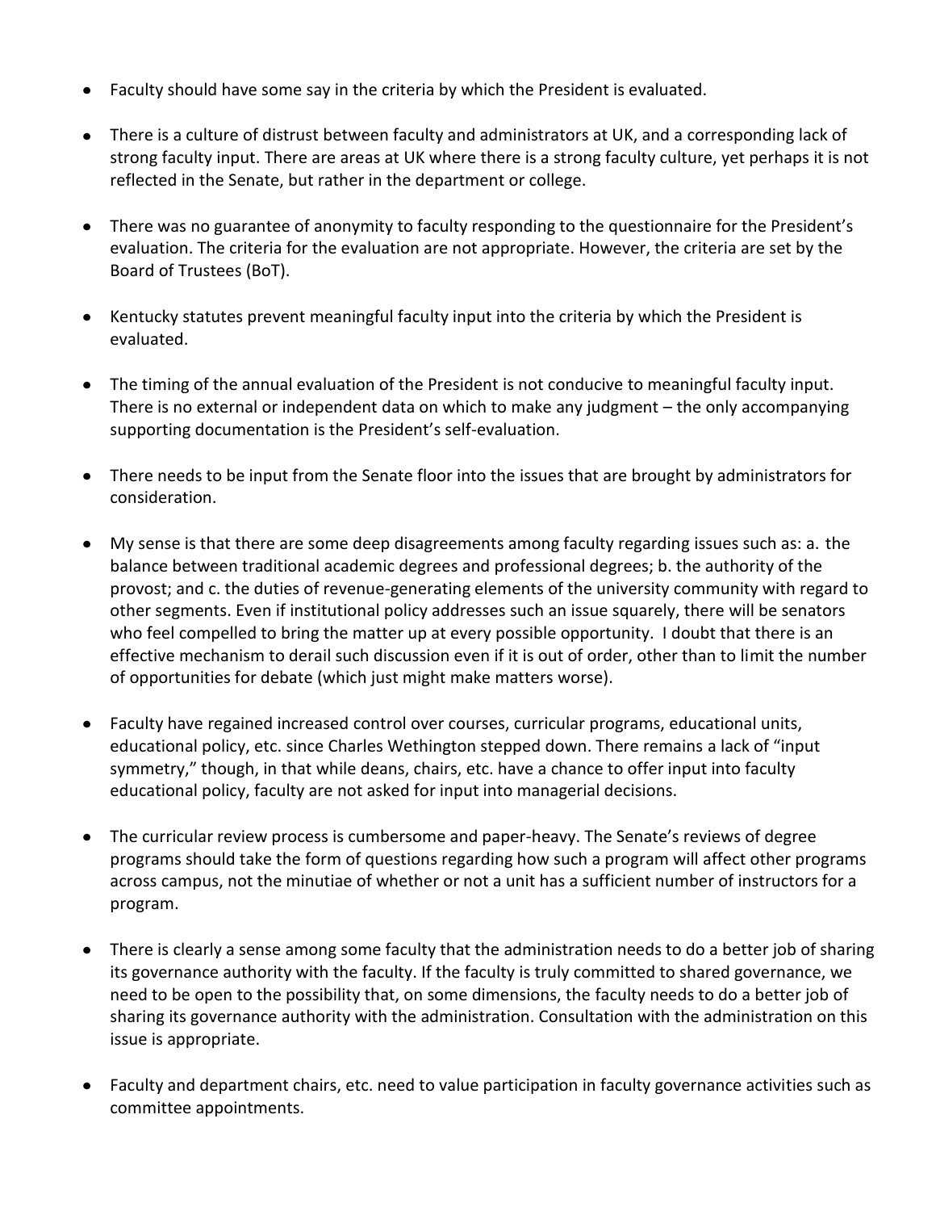- Faculty should have some say in the criteria by which the President is evaluated.

- There is a culture of distrust between faculty and administrators at UK, and a corresponding lack of strong faculty input. There are areas at UK where there is a strong faculty culture, yet perhaps it is not reflected in the Senate, but rather in the department or college.

- There was no guarantee of anonymity to faculty responding to the questionnaire for the President's evaluation. The criteria for the evaluation are not appropriate. However, the criteria are set by the Board of Trustees (BoT).

- Kentucky statutes prevent meaningful faculty input into the criteria by which the President is evaluated.

- The timing of the annual evaluation of the President is not conducive to meaningful faculty input. There is no external or independent data on which to make any judgment – the only accompanying supporting documentation is the President's self-evaluation.

- There needs to be input from the Senate floor into the issues that are brought by administrators for consideration.

- My sense is that there are some deep disagreements among faculty regarding issues such as: a. the balance between traditional academic degrees and professional degrees; b. the authority of the provost; and c. the duties of revenue-generating elements of the university community with regard to other segments. Even if institutional policy addresses such an issue squarely, there will be senators who feel compelled to bring the matter up at every possible opportunity. I doubt that there is an effective mechanism to derail such discussion even if it is out of order, other than to limit the number of opportunities for debate (which just might make matters worse).

- Faculty have regained increased control over courses, curricular programs, educational units, educational policy, etc. since Charles Wethington stepped down. There remains a lack of "input symmetry," though, in that while deans, chairs, etc. have a chance to offer input into faculty educational policy, faculty are not asked for input into managerial decisions.

- The curricular review process is cumbersome and paper-heavy. The Senate's reviews of degree programs should take the form of questions regarding how such a program will affect other programs across campus, not the minutiae of whether or not a unit has a sufficient number of instructors for a program.

- There is clearly a sense among some faculty that the administration needs to do a better job of sharing its governance authority with the faculty. If the faculty is truly committed to shared governance, we need to be open to the possibility that, on some dimensions, the faculty needs to do a better job of sharing its governance authority with the administration. Consultation with the administration on this issue is appropriate.

- Faculty and department chairs, etc. need to value participation in faculty governance activities such as committee appointments.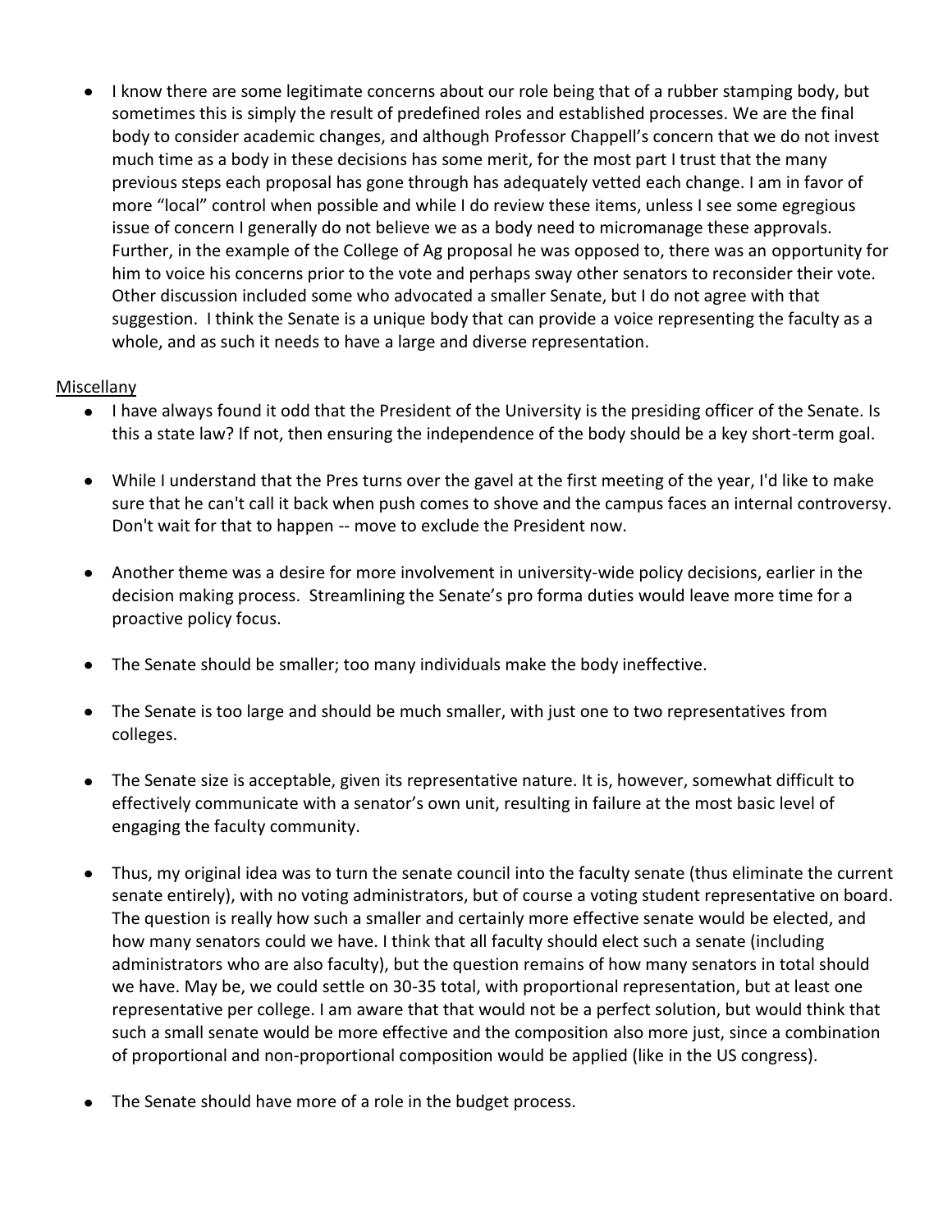- I know there are some legitimate concerns about our role being that of a rubber stamping body, but sometimes this is simply the result of predefined roles and established processes. We are the final body to consider academic changes, and although Professor Chappell's concern that we do not invest much time as a body in these decisions has some merit, for the most part I trust that the many previous steps each proposal has gone through has adequately vetted each change. I am in favor of more "local" control when possible and while I do review these items, unless I see some egregious issue of concern I generally do not believe we as a body need to micromanage these approvals. Further, in the example of the College of Ag proposal he was opposed to, there was an opportunity for him to voice his concerns prior to the vote and perhaps sway other senators to reconsider their vote. Other discussion included some who advocated a smaller Senate, but I do not agree with that suggestion. I think the Senate is a unique body that can provide a voice representing the faculty as a whole, and as such it needs to have a large and diverse representation.

Miscellany

- I have always found it odd that the President of the University is the presiding officer of the Senate. Is this a state law? If not, then ensuring the independence of the body should be a key short-term goal.

- While I understand that the Pres turns over the gavel at the first meeting of the year, I'd like to make sure that he can't call it back when push comes to shove and the campus faces an internal controversy. Don't wait for that to happen -- move to exclude the President now.

- Another theme was a desire for more involvement in university-wide policy decisions, earlier in the decision making process. Streamlining the Senate's pro forma duties would leave more time for a proactive policy focus.

- The Senate should be smaller; too many individuals make the body ineffective.

- The Senate is too large and should be much smaller, with just one to two representatives from colleges.

- The Senate size is acceptable, given its representative nature. It is, however, somewhat difficult to effectively communicate with a senator's own unit, resulting in failure at the most basic level of engaging the faculty community.

- Thus, my original idea was to turn the senate council into the faculty senate (thus eliminate the current senate entirely), with no voting administrators, but of course a voting student representative on board. The question is really how such a smaller and certainly more effective senate would be elected, and how many senators could we have. I think that all faculty should elect such a senate (including administrators who are also faculty), but the question remains of how many senators in total should we have. May be, we could settle on 30-35 total, with proportional representation, but at least one representative per college. I am aware that that would not be a perfect solution, but would think that such a small senate would be more effective and the composition also more just, since a combination of proportional and non-proportional composition would be applied (like in the US congress).

- The Senate should have more of a role in the budget process.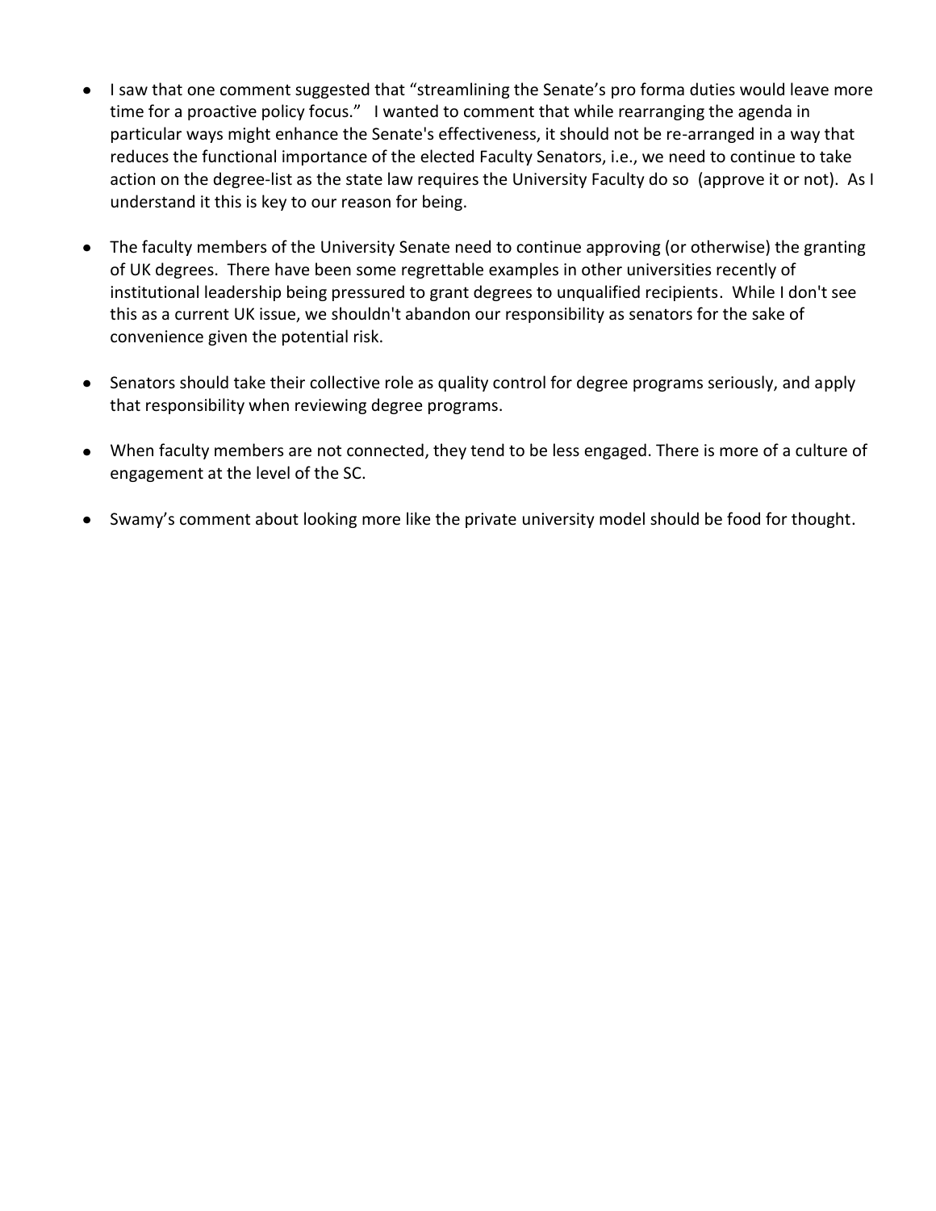- I saw that one comment suggested that "streamlining the Senate's pro forma duties would leave more time for a proactive policy focus."   I wanted to comment that while rearranging the agenda in particular ways might enhance the Senate's effectiveness, it should not be re-arranged in a way that reduces the functional importance of the elected Faculty Senators, i.e., we need to continue to take action on the degree-list as the state law requires the University Faculty do so  (approve it or not).  As I understand it this is key to our reason for being.

- The faculty members of the University Senate need to continue approving (or otherwise) the granting of UK degrees.  There have been some regrettable examples in other universities recently of institutional leadership being pressured to grant degrees to unqualified recipients.  While I don't see this as a current UK issue, we shouldn't abandon our responsibility as senators for the sake of convenience given the potential risk.

- Senators should take their collective role as quality control for degree programs seriously, and apply that responsibility when reviewing degree programs.

- When faculty members are not connected, they tend to be less engaged. There is more of a culture of engagement at the level of the SC.

- Swamy's comment about looking more like the private university model should be food for thought.